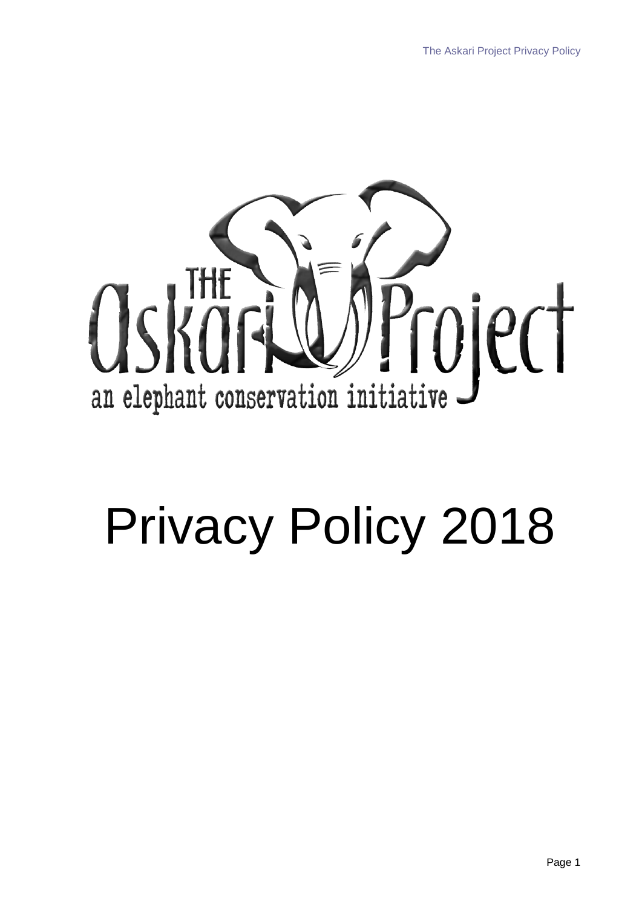THE Askari Project

an elephant conservation initiative

# Privacy Policy 2018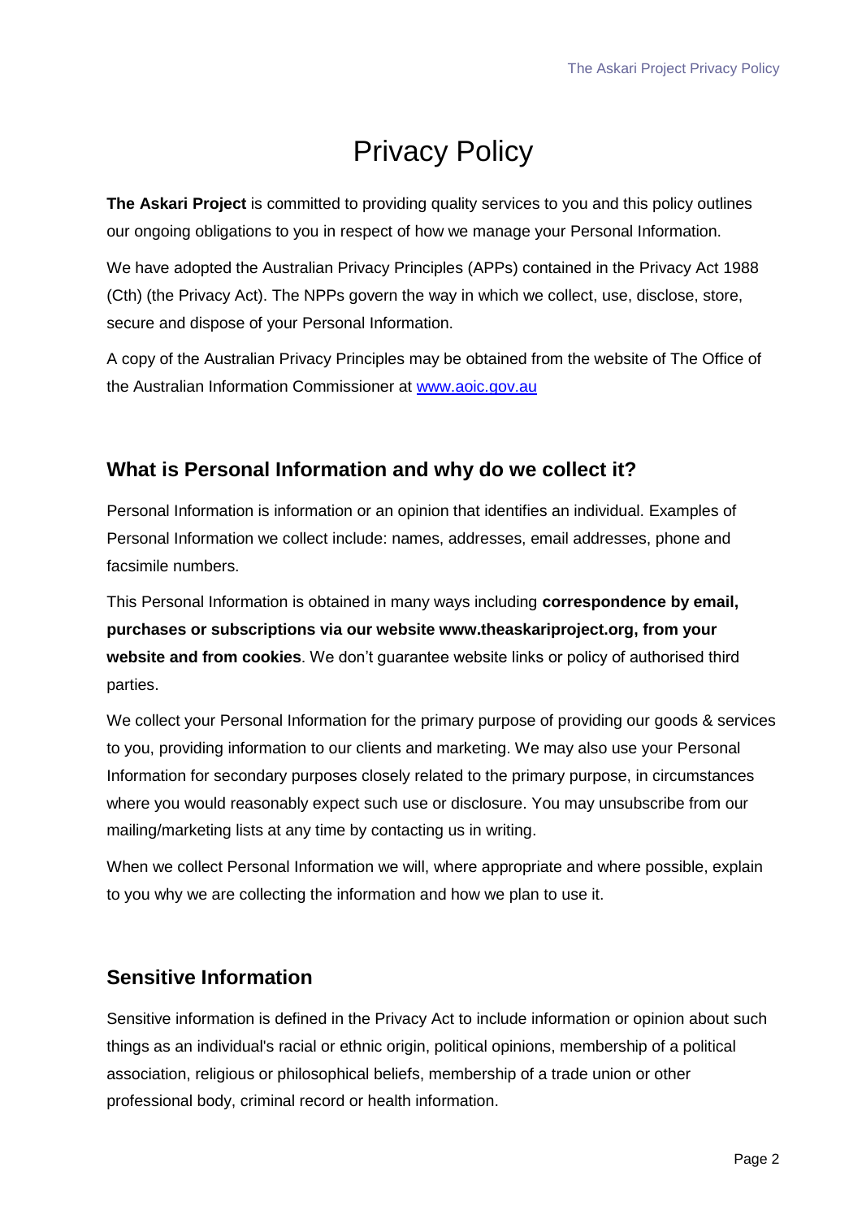# Privacy Policy

**The Askari Project** is committed to providing quality services to you and this policy outlines our ongoing obligations to you in respect of how we manage your Personal Information.

We have adopted the Australian Privacy Principles (APPs) contained in the Privacy Act 1988 (Cth) (the Privacy Act). The NPPs govern the way in which we collect, use, disclose, store, secure and dispose of your Personal Information.

A copy of the Australian Privacy Principles may be obtained from the website of The Office of the Australian Information Commissioner at [www.aoic.gov.au](http://www.aoic.gov.au)

## What is Personal Information and why do we collect it?

Personal Information is information or an opinion that identifies an individual. Examples of Personal Information we collect include: names, addresses, email addresses, phone and facsimile numbers.

This Personal Information is obtained in many ways including **correspondence by email, purchases or subscriptions via our website www.theaskariproject.org, from your website and from cookies**. We don't guarantee website links or policy of authorised third parties.

We collect your Personal Information for the primary purpose of providing our goods & services to you, providing information to our clients and marketing. We may also use your Personal Information for secondary purposes closely related to the primary purpose, in circumstances where you would reasonably expect such use or disclosure. You may unsubscribe from our mailing/marketing lists at any time by contacting us in writing.

When we collect Personal Information we will, where appropriate and where possible, explain to you why we are collecting the information and how we plan to use it.

## Sensitive Information

Sensitive information is defined in the Privacy Act to include information or opinion about such things as an individual's racial or ethnic origin, political opinions, membership of a political association, religious or philosophical beliefs, membership of a trade union or other professional body, criminal record or health information.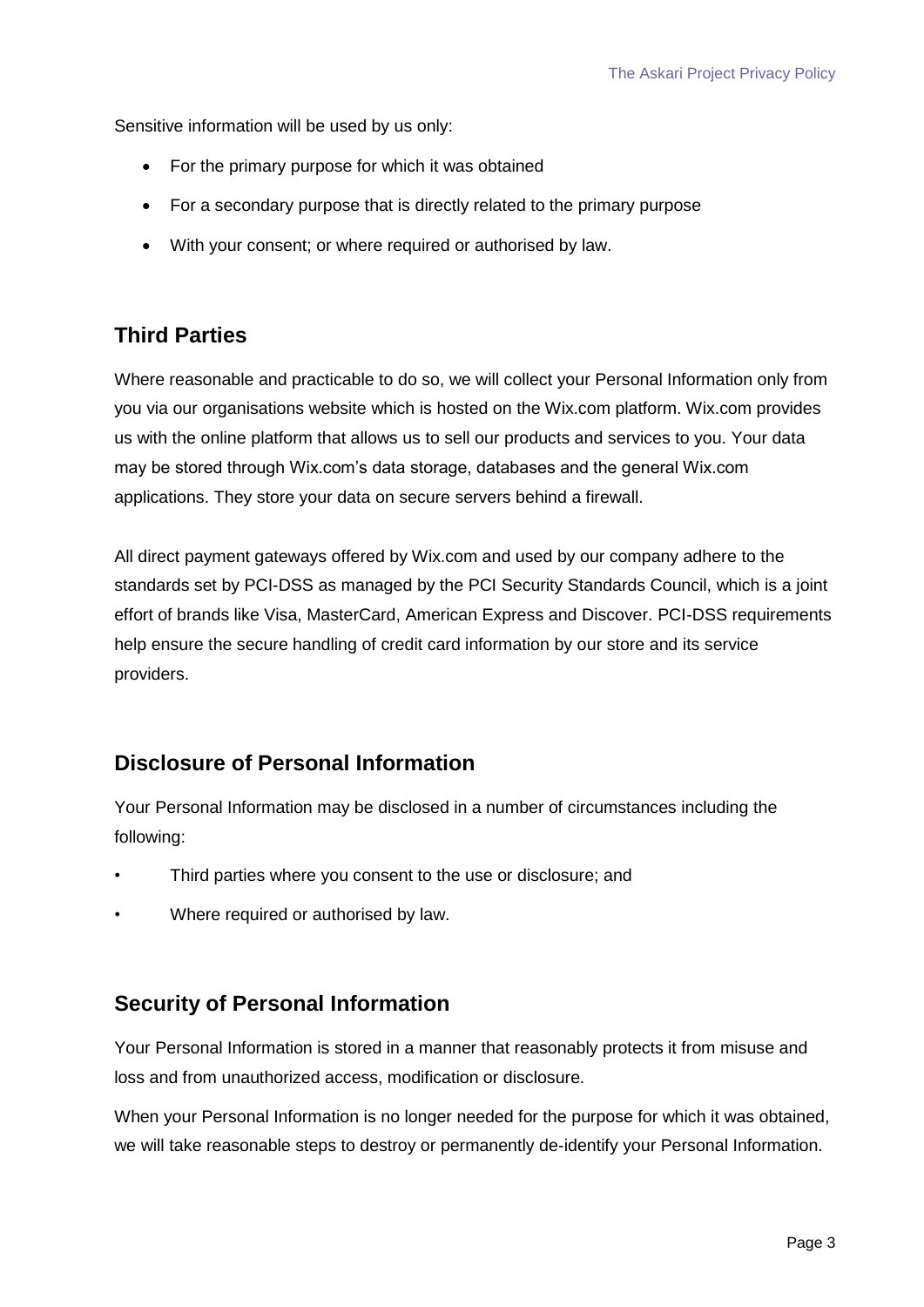Sensitive information will be used by us only:

- For the primary purpose for which it was obtained
- For a secondary purpose that is directly related to the primary purpose
- With your consent; or where required or authorised by law.

## Third Parties

Where reasonable and practicable to do so, we will collect your Personal Information only from you via our organisations website which is hosted on the Wix.com platform. Wix.com provides us with the online platform that allows us to sell our products and services to you. Your data may be stored through Wix.com's data storage, databases and the general Wix.com applications. They store your data on secure servers behind a firewall.

All direct payment gateways offered by Wix.com and used by our company adhere to the standards set by PCI-DSS as managed by the PCI Security Standards Council, which is a joint effort of brands like Visa, MasterCard, American Express and Discover. PCI-DSS requirements help ensure the secure handling of credit card information by our store and its service providers.

## Disclosure of Personal Information

Your Personal Information may be disclosed in a number of circumstances including the following:

- Third parties where you consent to the use or disclosure; and
- Where required or authorised by law.

## Security of Personal Information

Your Personal Information is stored in a manner that reasonably protects it from misuse and loss and from unauthorized access, modification or disclosure.

When your Personal Information is no longer needed for the purpose for which it was obtained, we will take reasonable steps to destroy or permanently de-identify your Personal Information.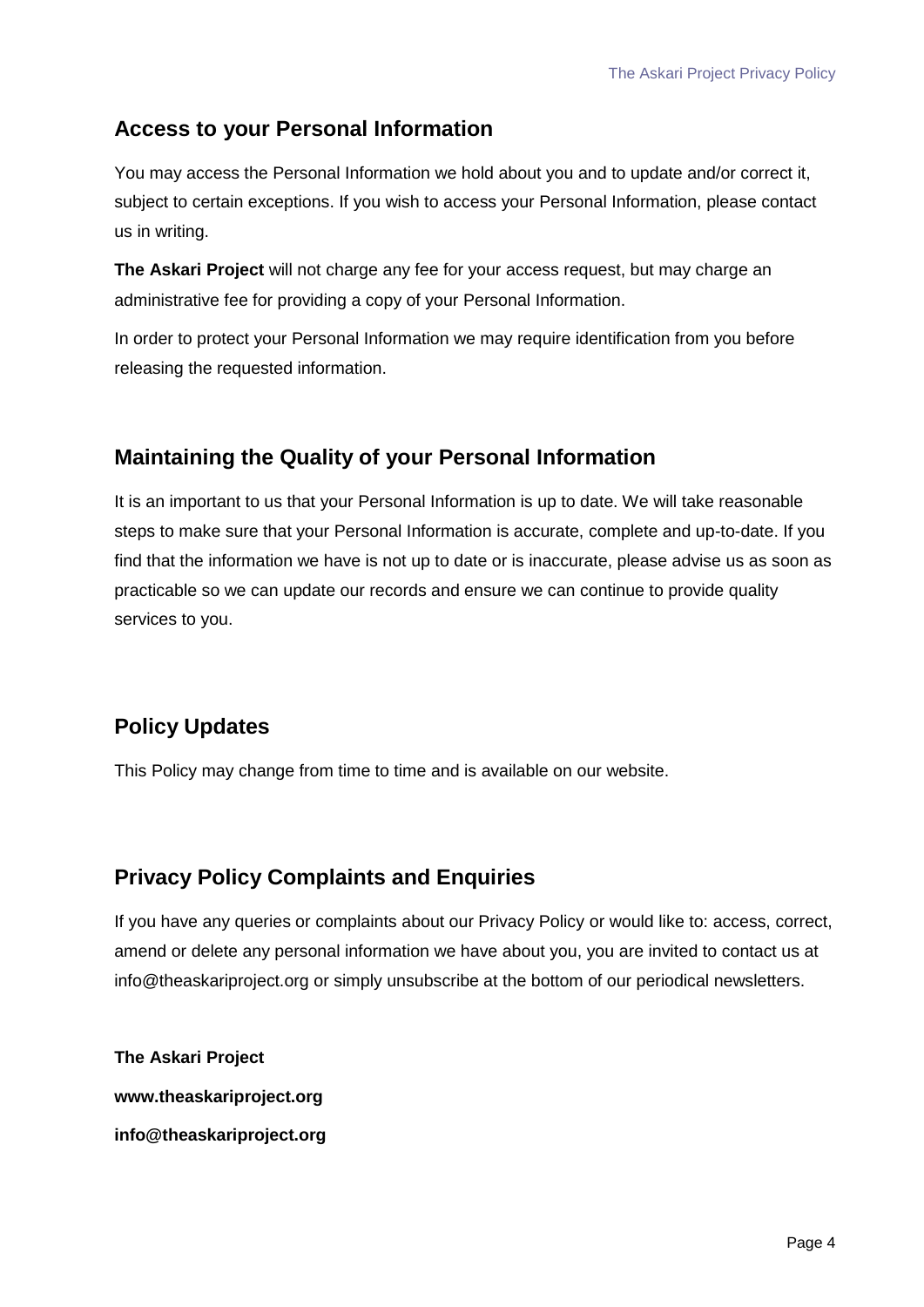## Access to your Personal Information

You may access the Personal Information we hold about you and to update and/or correct it, subject to certain exceptions. If you wish to access your Personal Information, please contact us in writing.

**The Askari Project** will not charge any fee for your access request, but may charge an administrative fee for providing a copy of your Personal Information.

In order to protect your Personal Information we may require identification from you before releasing the requested information.

## Maintaining the Quality of your Personal Information

It is an important to us that your Personal Information is up to date. We will take reasonable steps to make sure that your Personal Information is accurate, complete and up-to-date. If you find that the information we have is not up to date or is inaccurate, please advise us as soon as practicable so we can update our records and ensure we can continue to provide quality services to you.

## Policy Updates

This Policy may change from time to time and is available on our website.

## Privacy Policy Complaints and Enquiries

If you have any queries or complaints about our Privacy Policy or would like to: access, correct, amend or delete any personal information we have about you, you are invited to contact us at info@theaskariproject.org or simply unsubscribe at the bottom of our periodical newsletters.

**The Askari Project**

**www.theaskariproject.org**

**info@theaskariproject.org**